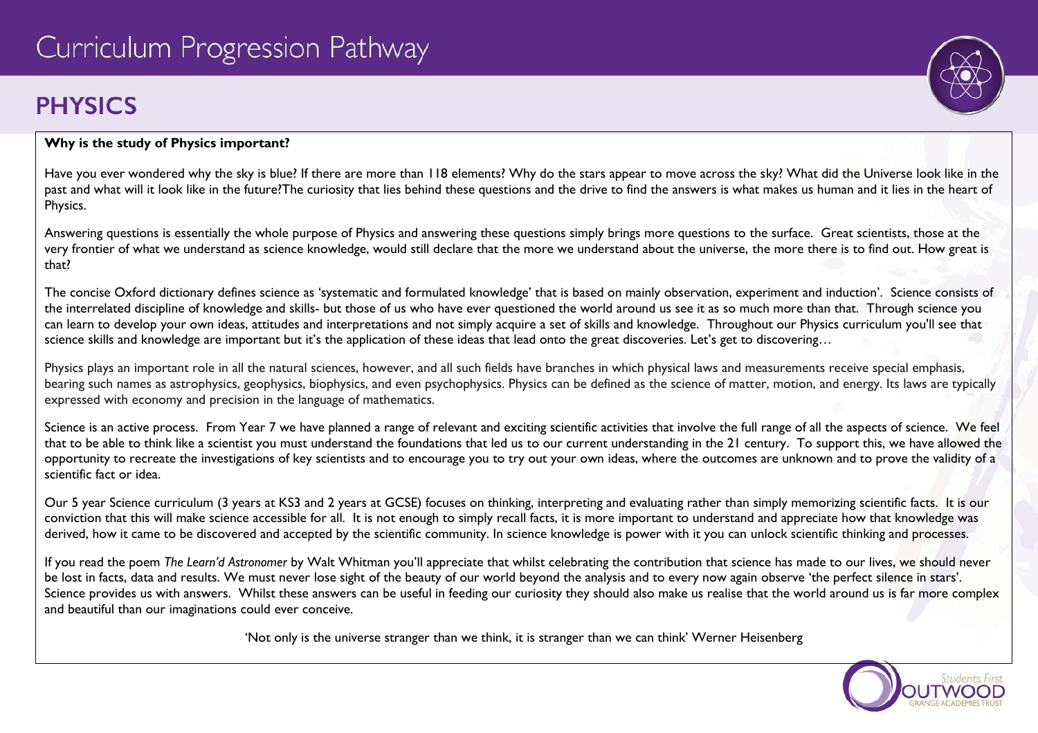# Curriculum Progression Pathway

## PHYSICS

**Why is the study of Physics important?**

Have you ever wondered why the sky is blue? If there are more than 118 elements? Why do the stars appear to move across the sky? What did the Universe look like in the past and what will it look like in the future?The curiosity that lies behind these questions and the drive to find the answers is what makes us human and it lies in the heart of Physics.

Answering questions is essentially the whole purpose of Physics and answering these questions simply brings more questions to the surface. Great scientists, those at the very frontier of what we understand as science knowledge, would still declare that the more we understand about the universe, the more there is to find out. How great is that?

The concise Oxford dictionary defines science as 'systematic and formulated knowledge' that is based on mainly observation, experiment and induction'. Science consists of the interrelated discipline of knowledge and skills- but those of us who have ever questioned the world around us see it as so much more than that. Through science you can learn to develop your own ideas, attitudes and interpretations and not simply acquire a set of skills and knowledge. Throughout our Physics curriculum you'll see that science skills and knowledge are important but it's the application of these ideas that lead onto the great discoveries. Let's get to discovering…

Physics plays an important role in all the natural sciences, however, and all such fields have branches in which physical laws and measurements receive special emphasis, bearing such names as astrophysics, geophysics, biophysics, and even psychophysics. Physics can be defined as the science of matter, motion, and energy. Its laws are typically expressed with economy and precision in the language of mathematics.

Science is an active process. From Year 7 we have planned a range of relevant and exciting scientific activities that involve the full range of all the aspects of science. We feel that to be able to think like a scientist you must understand the foundations that led us to our current understanding in the 21 century. To support this, we have allowed the opportunity to recreate the investigations of key scientists and to encourage you to try out your own ideas, where the outcomes are unknown and to prove the validity of a scientific fact or idea.

Our 5 year Science curriculum (3 years at KS3 and 2 years at GCSE) focuses on thinking, interpreting and evaluating rather than simply memorizing scientific facts. It is our conviction that this will make science accessible for all. It is not enough to simply recall facts, it is more important to understand and appreciate how that knowledge was derived, how it came to be discovered and accepted by the scientific community. In science knowledge is power with it you can unlock scientific thinking and processes.

If you read the poem *The Learn'd Astronomer* by Walt Whitman you'll appreciate that whilst celebrating the contribution that science has made to our lives, we should never be lost in facts, data and results. We must never lose sight of the beauty of our world beyond the analysis and to every now again observe 'the perfect silence in stars'. Science provides us with answers. Whilst these answers can be useful in feeding our curiosity they should also make us realise that the world around us is far more complex and beautiful than our imaginations could ever conceive.

'Not only is the universe stranger than we think, it is stranger than we can think' Werner Heisenberg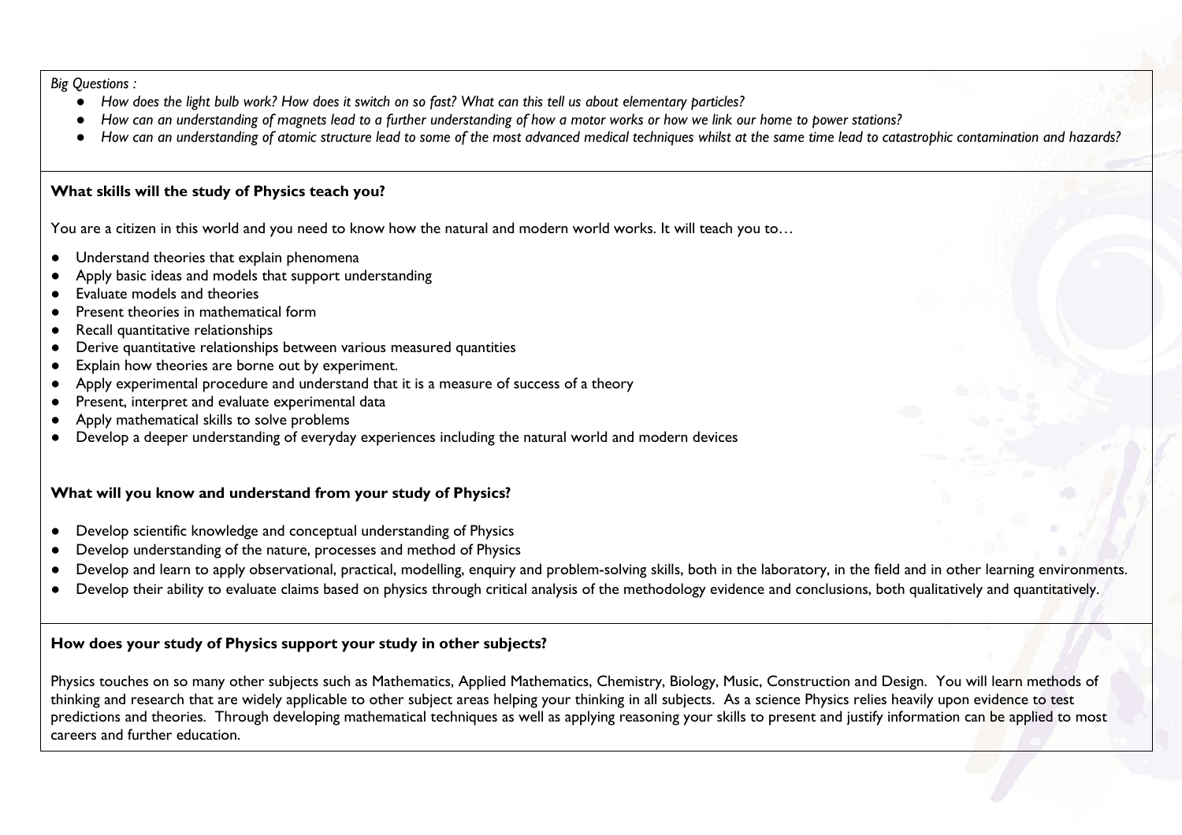*Big Questions :*

- *How does the light bulb work? How does it switch on so fast? What can this tell us about elementary particles?*
- *How can an understanding of magnets lead to a further understanding of how a motor works or how we link our home to power stations?*
- *How can an understanding of atomic structure lead to some of the most advanced medical techniques whilst at the same time lead to catastrophic contamination and hazards?*

**What skills will the study of Physics teach you?**

You are a citizen in this world and you need to know how the natural and modern world works. It will teach you to…

- Understand theories that explain phenomena
- Apply basic ideas and models that support understanding
- Evaluate models and theories
- Present theories in mathematical form
- Recall quantitative relationships
- Derive quantitative relationships between various measured quantities
- Explain how theories are borne out by experiment.
- Apply experimental procedure and understand that it is a measure of success of a theory
- Present, interpret and evaluate experimental data
- Apply mathematical skills to solve problems
- Develop a deeper understanding of everyday experiences including the natural world and modern devices

**What will you know and understand from your study of Physics?**

- Develop scientific knowledge and conceptual understanding of Physics
- Develop understanding of the nature, processes and method of Physics
- Develop and learn to apply observational, practical, modelling, enquiry and problem-solving skills, both in the laboratory, in the field and in other learning environments.
- Develop their ability to evaluate claims based on physics through critical analysis of the methodology evidence and conclusions, both qualitatively and quantitatively.

**How does your study of Physics support your study in other subjects?**

Physics touches on so many other subjects such as Mathematics, Applied Mathematics, Chemistry, Biology, Music, Construction and Design. You will learn methods of thinking and research that are widely applicable to other subject areas helping your thinking in all subjects. As a science Physics relies heavily upon evidence to test predictions and theories. Through developing mathematical techniques as well as applying reasoning your skills to present and justify information can be applied to most careers and further education.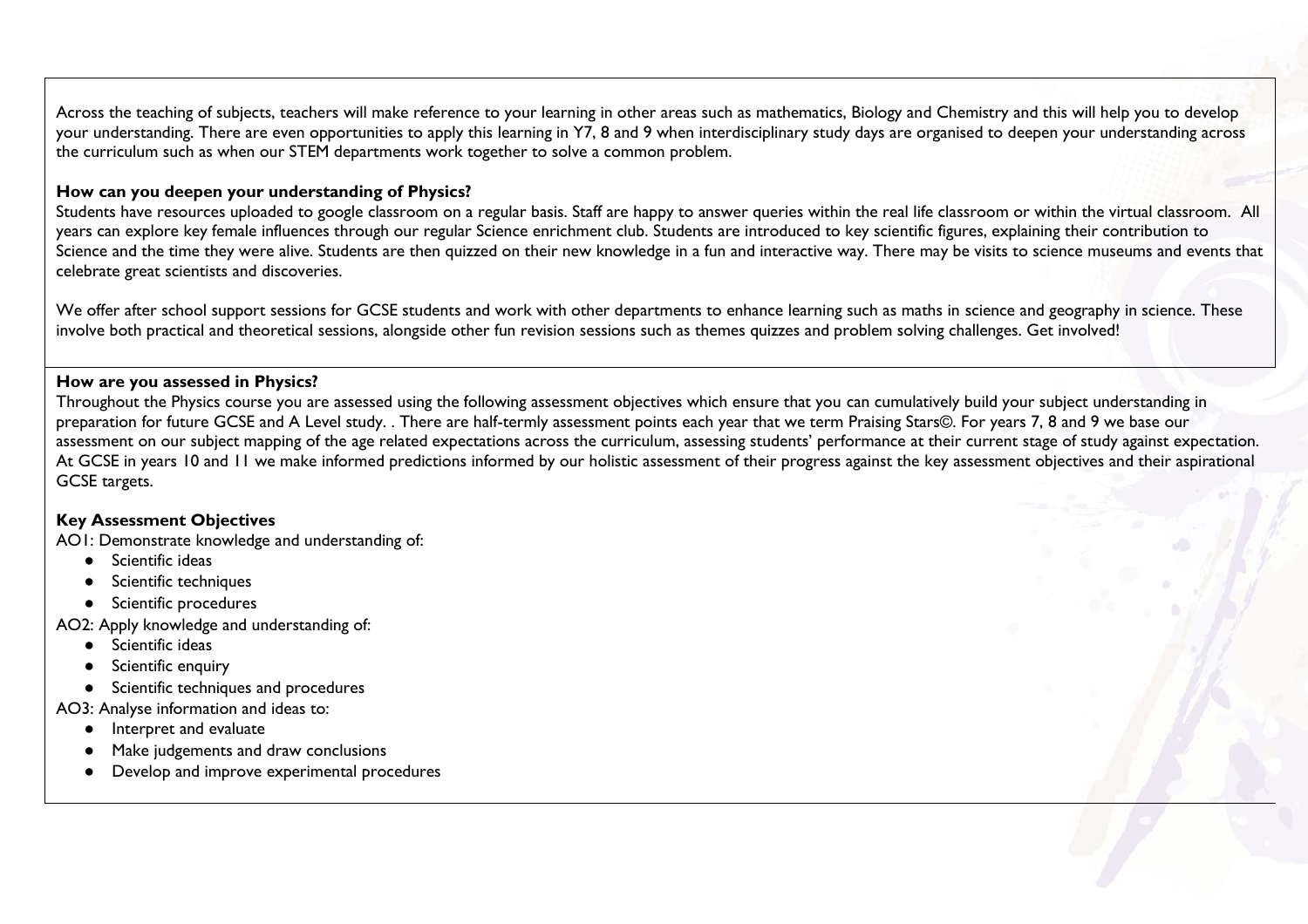Across the teaching of subjects, teachers will make reference to your learning in other areas such as mathematics, Biology and Chemistry and this will help you to develop your understanding. There are even opportunities to apply this learning in Y7, 8 and 9 when interdisciplinary study days are organised to deepen your understanding across the curriculum such as when our STEM departments work together to solve a common problem.

**How can you deepen your understanding of Physics?**

Students have resources uploaded to google classroom on a regular basis. Staff are happy to answer queries within the real life classroom or within the virtual classroom. All years can explore key female influences through our regular Science enrichment club. Students are introduced to key scientific figures, explaining their contribution to Science and the time they were alive. Students are then quizzed on their new knowledge in a fun and interactive way. There may be visits to science museums and events that celebrate great scientists and discoveries.

We offer after school support sessions for GCSE students and work with other departments to enhance learning such as maths in science and geography in science. These involve both practical and theoretical sessions, alongside other fun revision sessions such as themes quizzes and problem solving challenges. Get involved!

**How are you assessed in Physics?**

Throughout the Physics course you are assessed using the following assessment objectives which ensure that you can cumulatively build your subject understanding in preparation for future GCSE and A Level study. . There are half-termly assessment points each year that we term Praising Stars©. For years 7, 8 and 9 we base our assessment on our subject mapping of the age related expectations across the curriculum, assessing students' performance at their current stage of study against expectation. At GCSE in years 10 and 11 we make informed predictions informed by our holistic assessment of their progress against the key assessment objectives and their aspirational GCSE targets.

**Key Assessment Objectives**

AO1: Demonstrate knowledge and understanding of:

- Scientific ideas
- Scientific techniques
- Scientific procedures

AO2: Apply knowledge and understanding of:

- Scientific ideas
- Scientific enquiry
- Scientific techniques and procedures

AO3: Analyse information and ideas to:

- Interpret and evaluate
- Make judgements and draw conclusions
- Develop and improve experimental procedures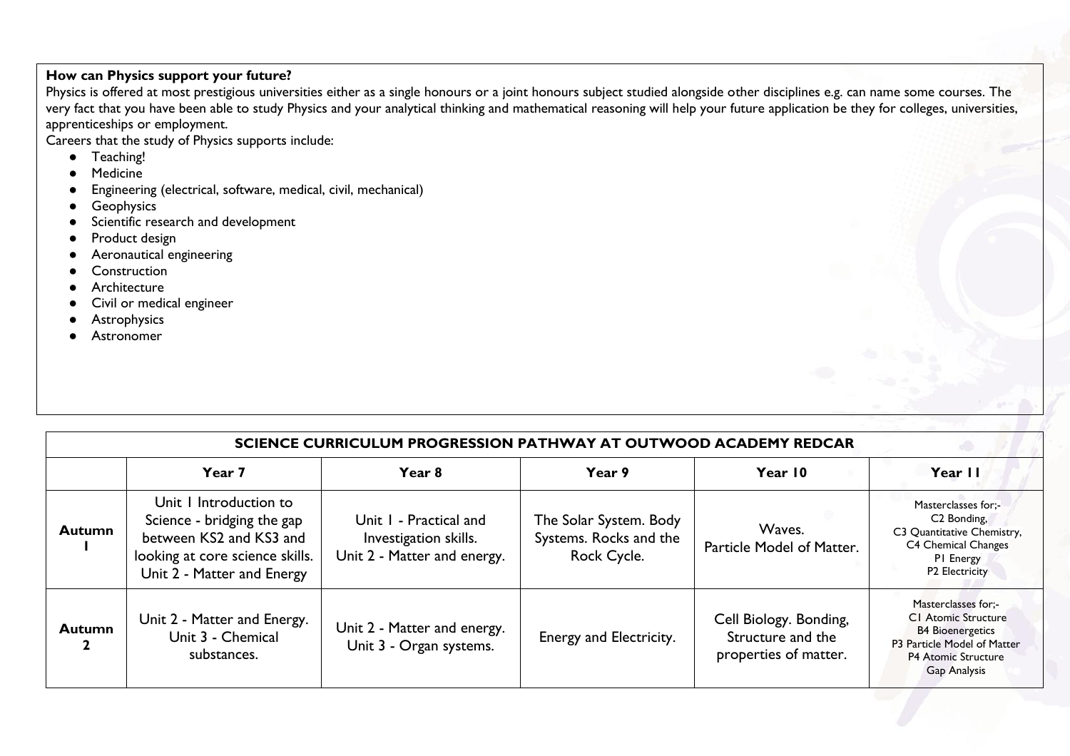**How can Physics support your future?**

Physics is offered at most prestigious universities either as a single honours or a joint honours subject studied alongside other disciplines e.g. can name some courses. The very fact that you have been able to study Physics and your analytical thinking and mathematical reasoning will help your future application be they for colleges, universities, apprenticeships or employment.

Careers that the study of Physics supports include:

- Teaching!
- Medicine
- Engineering (electrical, software, medical, civil, mechanical)
- Geophysics
- Scientific research and development
- Product design
- Aeronautical engineering
- Construction
- Architecture
- Civil or medical engineer
- Astrophysics
- Astronomer

| SCIENCE CURRICULUM PROGRESSION PATHWAY AT OUTWOOD ACADEMY REDCAR | | | | | |
|---|---|---|---|---|---|
| | **Year 7** | **Year 8** | **Year 9** | **Year 10** | **Year 11** |
| **Autumn 1** | Unit 1 Introduction to Science - bridging the gap between KS2 and KS3 and looking at core science skills. Unit 2 - Matter and Energy | Unit 1 - Practical and Investigation skills. Unit 2 - Matter and energy. | The Solar System. Body Systems. Rocks and the Rock Cycle. | Waves. Particle Model of Matter. | Masterclasses for;- C2 Bonding, C3 Quantitative Chemistry, C4 Chemical Changes P1 Energy P2 Electricity |
| **Autumn 2** | Unit 2 - Matter and Energy. Unit 3 - Chemical substances. | Unit 2 - Matter and energy. Unit 3 - Organ systems. | Energy and Electricity. | Cell Biology. Bonding, Structure and the properties of matter. | Masterclasses for;- C1 Atomic Structure B4 Bioenergetics P3 Particle Model of Matter P4 Atomic Structure Gap Analysis |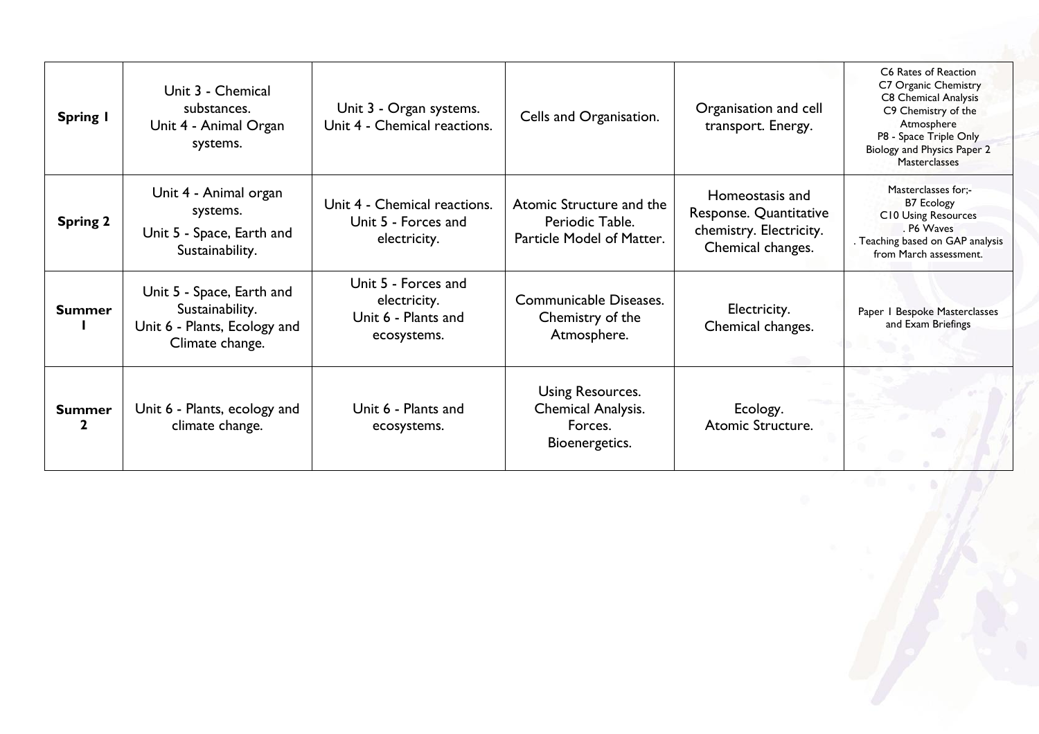| | | | | | |
|---|---|---|---|---|---|
| **Spring 1** | Unit 3 - Chemical substances. Unit 4 - Animal Organ systems. | Unit 3 - Organ systems. Unit 4 - Chemical reactions. | Cells and Organisation. | Organisation and cell transport. Energy. | C6 Rates of Reaction C7 Organic Chemistry C8 Chemical Analysis C9 Chemistry of the Atmosphere P8 - Space Triple Only Biology and Physics Paper 2 Masterclasses |
| **Spring 2** | Unit 4 - Animal organ systems. Unit 5 - Space, Earth and Sustainability. | Unit 4 - Chemical reactions. Unit 5 - Forces and electricity. | Atomic Structure and the Periodic Table. Particle Model of Matter. | Homeostasis and Response. Quantitative chemistry. Electricity. Chemical changes. | Masterclasses for;- B7 Ecology C10 Using Resources . P6 Waves . Teaching based on GAP analysis from March assessment. |
| **Summer 1** | Unit 5 - Space, Earth and Sustainability. Unit 6 - Plants, Ecology and Climate change. | Unit 5 - Forces and electricity. Unit 6 - Plants and ecosystems. | Communicable Diseases. Chemistry of the Atmosphere. | Electricity. Chemical changes. | Paper 1 Bespoke Masterclasses and Exam Briefings |
| **Summer 2** | Unit 6 - Plants, ecology and climate change. | Unit 6 - Plants and ecosystems. | Using Resources. Chemical Analysis. Forces. Bioenergetics. | Ecology. Atomic Structure. | |